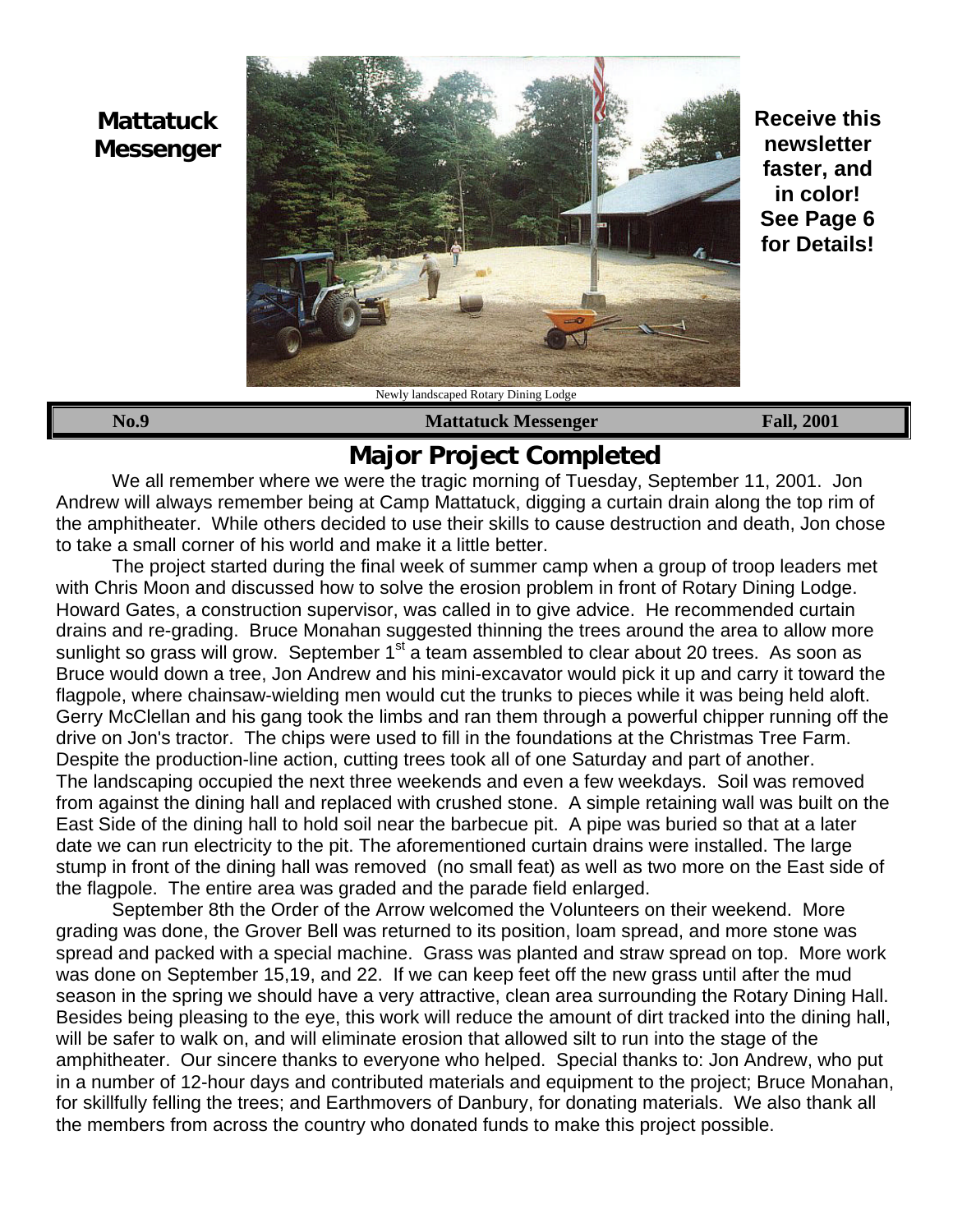**Mattatuck Messenger**

Newly landscaped Rotary Dining Lodge

**Receive this newsletter faster, and in color! See Page 6 for Details!**

**No.9** **Mattatuck Messenger** **Fall, 2001**

# Major Project Completed

We all remember where we were the tragic morning of Tuesday, September 11, 2001. Jon Andrew will always remember being at Camp Mattatuck, digging a curtain drain along the top rim of the amphitheater. While others decided to use their skills to cause destruction and death, Jon chose to take a small corner of his world and make it a little better.

The project started during the final week of summer camp when a group of troop leaders met with Chris Moon and discussed how to solve the erosion problem in front of Rotary Dining Lodge. Howard Gates, a construction supervisor, was called in to give advice. He recommended curtain drains and re-grading. Bruce Monahan suggested thinning the trees around the area to allow more sunlight so grass will grow. September 1st a team assembled to clear about 20 trees. As soon as Bruce would down a tree, Jon Andrew and his mini-excavator would pick it up and carry it toward the flagpole, where chainsaw-wielding men would cut the trunks to pieces while it was being held aloft. Gerry McClellan and his gang took the limbs and ran them through a powerful chipper running off the drive on Jon's tractor. The chips were used to fill in the foundations at the Christmas Tree Farm. Despite the production-line action, cutting trees took all of one Saturday and part of another. The landscaping occupied the next three weekends and even a few weekdays. Soil was removed from against the dining hall and replaced with crushed stone. A simple retaining wall was built on the East Side of the dining hall to hold soil near the barbecue pit. A pipe was buried so that at a later date we can run electricity to the pit. The aforementioned curtain drains were installed. The large stump in front of the dining hall was removed (no small feat) as well as two more on the East side of the flagpole. The entire area was graded and the parade field enlarged.

September 8th the Order of the Arrow welcomed the Volunteers on their weekend. More grading was done, the Grover Bell was returned to its position, loam spread, and more stone was spread and packed with a special machine. Grass was planted and straw spread on top. More work was done on September 15,19, and 22. If we can keep feet off the new grass until after the mud season in the spring we should have a very attractive, clean area surrounding the Rotary Dining Hall. Besides being pleasing to the eye, this work will reduce the amount of dirt tracked into the dining hall, will be safer to walk on, and will eliminate erosion that allowed silt to run into the stage of the amphitheater. Our sincere thanks to everyone who helped. Special thanks to: Jon Andrew, who put in a number of 12-hour days and contributed materials and equipment to the project; Bruce Monahan, for skillfully felling the trees; and Earthmovers of Danbury, for donating materials. We also thank all the members from across the country who donated funds to make this project possible.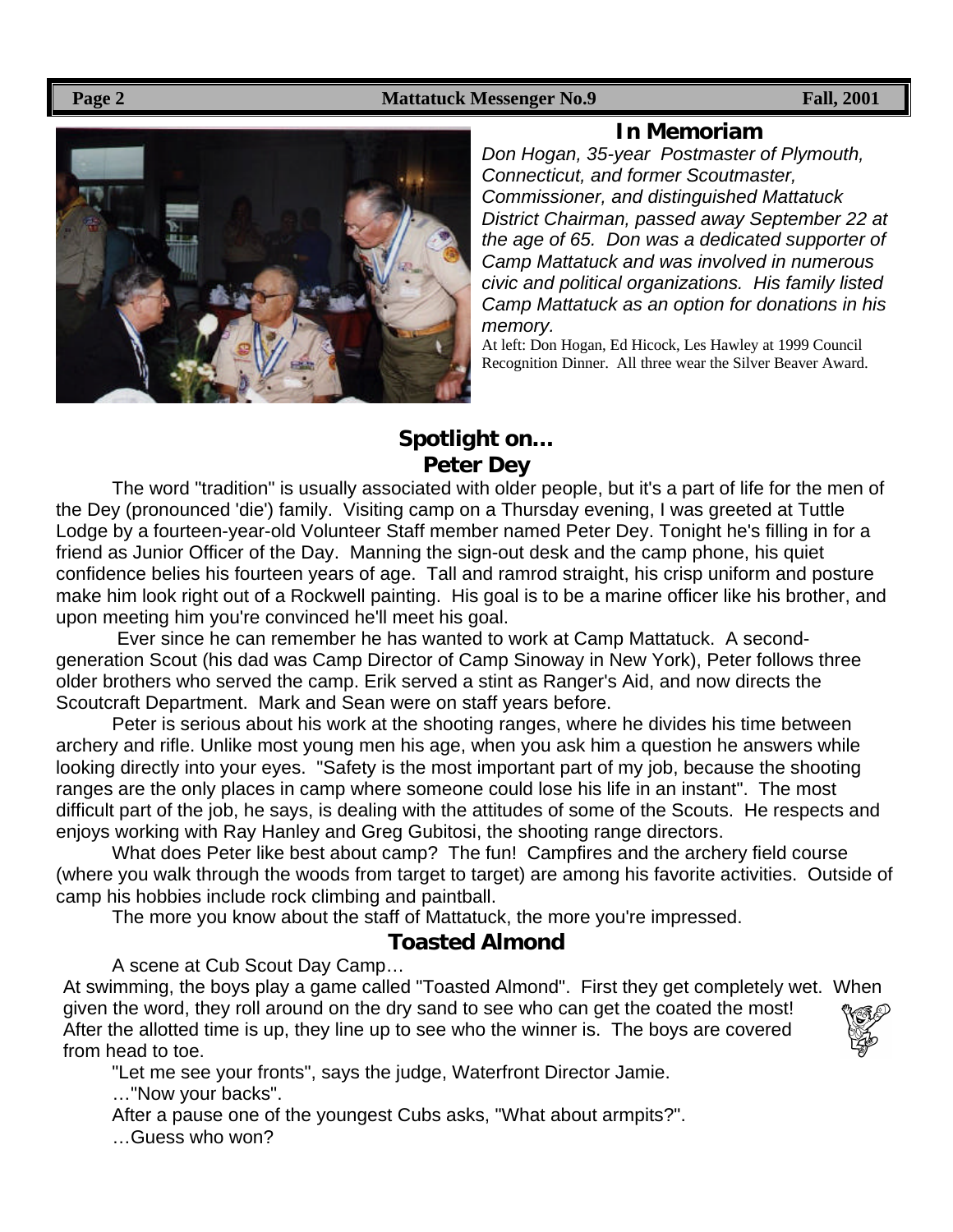## In Memoriam

*Don Hogan, 35-year Postmaster of Plymouth, Connecticut, and former Scoutmaster, Commissioner, and distinguished Mattatuck District Chairman, passed away September 22 at the age of 65. Don was a dedicated supporter of Camp Mattatuck and was involved in numerous civic and political organizations. His family listed Camp Mattatuck as an option for donations in his memory.*

At left: Don Hogan, Ed Hicock, Les Hawley at 1999 Council Recognition Dinner. All three wear the Silver Beaver Award.

## Spotlight on… Peter Dey

The word "tradition" is usually associated with older people, but it's a part of life for the men of the Dey (pronounced 'die') family. Visiting camp on a Thursday evening, I was greeted at Tuttle Lodge by a fourteen-year-old Volunteer Staff member named Peter Dey. Tonight he's filling in for a friend as Junior Officer of the Day. Manning the sign-out desk and the camp phone, his quiet confidence belies his fourteen years of age. Tall and ramrod straight, his crisp uniform and posture make him look right out of a Rockwell painting. His goal is to be a marine officer like his brother, and upon meeting him you're convinced he'll meet his goal.

Ever since he can remember he has wanted to work at Camp Mattatuck. A second-generation Scout (his dad was Camp Director of Camp Sinoway in New York), Peter follows three older brothers who served the camp. Erik served a stint as Ranger's Aid, and now directs the Scoutcraft Department. Mark and Sean were on staff years before.

Peter is serious about his work at the shooting ranges, where he divides his time between archery and rifle. Unlike most young men his age, when you ask him a question he answers while looking directly into your eyes. "Safety is the most important part of my job, because the shooting ranges are the only places in camp where someone could lose his life in an instant". The most difficult part of the job, he says, is dealing with the attitudes of some of the Scouts. He respects and enjoys working with Ray Hanley and Greg Gubitosi, the shooting range directors.

What does Peter like best about camp? The fun! Campfires and the archery field course (where you walk through the woods from target to target) are among his favorite activities. Outside of camp his hobbies include rock climbing and paintball.

The more you know about the staff of Mattatuck, the more you're impressed.

## Toasted Almond

A scene at Cub Scout Day Camp…

At swimming, the boys play a game called "Toasted Almond". First they get completely wet. When given the word, they roll around on the dry sand to see who can get the coated the most! After the allotted time is up, they line up to see who the winner is. The boys are covered from head to toe.

"Let me see your fronts", says the judge, Waterfront Director Jamie.

…"Now your backs".

After a pause one of the youngest Cubs asks, "What about armpits?".

…Guess who won?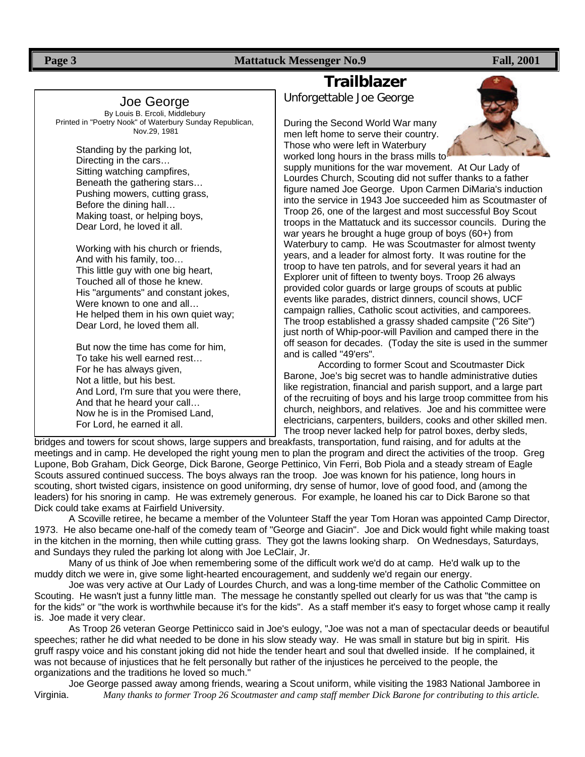## Joe George

By Louis B. Ercoli, Middlebury
Printed in "Poetry Nook" of Waterbury Sunday Republican, Nov.29, 1981

Standing by the parking lot,
Directing in the cars…
Sitting watching campfires,
Beneath the gathering stars…
Pushing mowers, cutting grass,
Before the dining hall…
Making toast, or helping boys,
Dear Lord, he loved it all.

Working with his church or friends,
And with his family, too…
This little guy with one big heart,
Touched all of those he knew.
His "arguments" and constant jokes,
Were known to one and all…
He helped them in his own quiet way;
Dear Lord, he loved them all.

But now the time has come for him,
To take his well earned rest…
For he has always given,
Not a little, but his best.
And Lord, I'm sure that you were there,
And that he heard your call…
Now he is in the Promised Land,
For Lord, he earned it all.

# Trailblazer

## Unforgettable Joe George

During the Second World War many men left home to serve their country. Those who were left in Waterbury worked long hours in the brass mills to supply munitions for the war movement. At Our Lady of Lourdes Church, Scouting did not suffer thanks to a father figure named Joe George. Upon Carmen DiMaria's induction into the service in 1943 Joe succeeded him as Scoutmaster of Troop 26, one of the largest and most successful Boy Scout troops in the Mattatuck and its successor councils. During the war years he brought a huge group of boys (60+) from Waterbury to camp. He was Scoutmaster for almost twenty years, and a leader for almost forty. It was routine for the troop to have ten patrols, and for several years it had an Explorer unit of fifteen to twenty boys. Troop 26 always provided color guards or large groups of scouts at public events like parades, district dinners, council shows, UCF campaign rallies, Catholic scout activities, and camporees. The troop established a grassy shaded campsite ("26 Site") just north of Whip-poor-will Pavilion and camped there in the off season for decades. (Today the site is used in the summer and is called "49'ers".

According to former Scout and Scoutmaster Dick Barone, Joe's big secret was to handle administrative duties like registration, financial and parish support, and a large part of the recruiting of boys and his large troop committee from his church, neighbors, and relatives. Joe and his committee were electricians, carpenters, builders, cooks and other skilled men. The troop never lacked help for patrol boxes, derby sleds, bridges and towers for scout shows, large suppers and breakfasts, transportation, fund raising, and for adults at the meetings and in camp. He developed the right young men to plan the program and direct the activities of the troop. Greg Lupone, Bob Graham, Dick George, Dick Barone, George Pettinico, Vin Ferri, Bob Piola and a steady stream of Eagle Scouts assured continued success. The boys always ran the troop. Joe was known for his patience, long hours in scouting, short twisted cigars, insistence on good uniforming, dry sense of humor, love of good food, and (among the leaders) for his snoring in camp. He was extremely generous. For example, he loaned his car to Dick Barone so that Dick could take exams at Fairfield University.

A Scoville retiree, he became a member of the Volunteer Staff the year Tom Horan was appointed Camp Director, 1973. He also became one-half of the comedy team of "George and Giacin". Joe and Dick would fight while making toast in the kitchen in the morning, then while cutting grass. They got the lawns looking sharp. On Wednesdays, Saturdays, and Sundays they ruled the parking lot along with Joe LeClair, Jr.

Many of us think of Joe when remembering some of the difficult work we'd do at camp. He'd walk up to the muddy ditch we were in, give some light-hearted encouragement, and suddenly we'd regain our energy.

Joe was very active at Our Lady of Lourdes Church, and was a long-time member of the Catholic Committee on Scouting. He wasn't just a funny little man. The message he constantly spelled out clearly for us was that "the camp is for the kids" or "the work is worthwhile because it's for the kids". As a staff member it's easy to forget whose camp it really is. Joe made it very clear.

As Troop 26 veteran George Pettinicco said in Joe's eulogy, "Joe was not a man of spectacular deeds or beautiful speeches; rather he did what needed to be done in his slow steady way. He was small in stature but big in spirit. His gruff raspy voice and his constant joking did not hide the tender heart and soul that dwelled inside. If he complained, it was not because of injustices that he felt personally but rather of the injustices he perceived to the people, the organizations and the traditions he loved so much."

Joe George passed away among friends, wearing a Scout uniform, while visiting the 1983 National Jamboree in Virginia. *Many thanks to former Troop 26 Scoutmaster and camp staff member Dick Barone for contributing to this article.*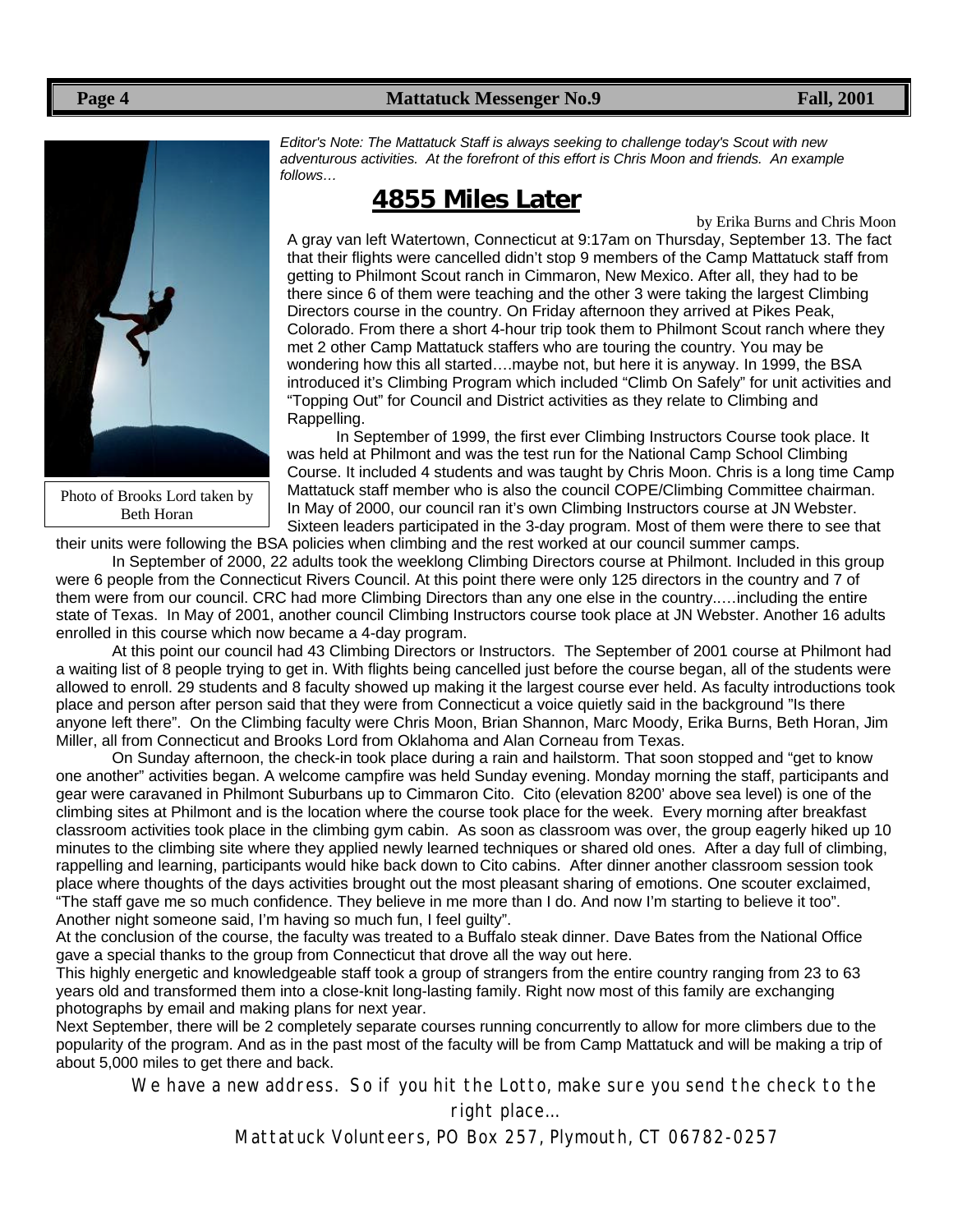*Editor's Note: The Mattatuck Staff is always seeking to challenge today's Scout with new adventurous activities. At the forefront of this effort is Chris Moon and friends. An example follows…*

# 4855 Miles Later

by Erika Burns and Chris Moon

Photo of Brooks Lord taken by Beth Horan

A gray van left Watertown, Connecticut at 9:17am on Thursday, September 13. The fact that their flights were cancelled didn't stop 9 members of the Camp Mattatuck staff from getting to Philmont Scout ranch in Cimmaron, New Mexico. After all, they had to be there since 6 of them were teaching and the other 3 were taking the largest Climbing Directors course in the country. On Friday afternoon they arrived at Pikes Peak, Colorado. From there a short 4-hour trip took them to Philmont Scout ranch where they met 2 other Camp Mattatuck staffers who are touring the country. You may be wondering how this all started….maybe not, but here it is anyway. In 1999, the BSA introduced it's Climbing Program which included "Climb On Safely" for unit activities and "Topping Out" for Council and District activities as they relate to Climbing and Rappelling.

In September of 1999, the first ever Climbing Instructors Course took place. It was held at Philmont and was the test run for the National Camp School Climbing Course. It included 4 students and was taught by Chris Moon. Chris is a long time Camp Mattatuck staff member who is also the council COPE/Climbing Committee chairman. In May of 2000, our council ran it's own Climbing Instructors course at JN Webster. Sixteen leaders participated in the 3-day program. Most of them were there to see that their units were following the BSA policies when climbing and the rest worked at our council summer camps.

In September of 2000, 22 adults took the weeklong Climbing Directors course at Philmont. Included in this group were 6 people from the Connecticut Rivers Council. At this point there were only 125 directors in the country and 7 of them were from our council. CRC had more Climbing Directors than any one else in the country..…including the entire state of Texas. In May of 2001, another council Climbing Instructors course took place at JN Webster. Another 16 adults enrolled in this course which now became a 4-day program.

At this point our council had 43 Climbing Directors or Instructors. The September of 2001 course at Philmont had a waiting list of 8 people trying to get in. With flights being cancelled just before the course began, all of the students were allowed to enroll. 29 students and 8 faculty showed up making it the largest course ever held. As faculty introductions took place and person after person said that they were from Connecticut a voice quietly said in the background "Is there anyone left there". On the Climbing faculty were Chris Moon, Brian Shannon, Marc Moody, Erika Burns, Beth Horan, Jim Miller, all from Connecticut and Brooks Lord from Oklahoma and Alan Corneau from Texas.

On Sunday afternoon, the check-in took place during a rain and hailstorm. That soon stopped and "get to know one another" activities began. A welcome campfire was held Sunday evening. Monday morning the staff, participants and gear were caravaned in Philmont Suburbans up to Cimmaron Cito. Cito (elevation 8200' above sea level) is one of the climbing sites at Philmont and is the location where the course took place for the week. Every morning after breakfast classroom activities took place in the climbing gym cabin. As soon as classroom was over, the group eagerly hiked up 10 minutes to the climbing site where they applied newly learned techniques or shared old ones. After a day full of climbing, rappelling and learning, participants would hike back down to Cito cabins. After dinner another classroom session took place where thoughts of the days activities brought out the most pleasant sharing of emotions. One scouter exclaimed, "The staff gave me so much confidence. They believe in me more than I do. And now I'm starting to believe it too". Another night someone said, I'm having so much fun, I feel guilty".

At the conclusion of the course, the faculty was treated to a Buffalo steak dinner. Dave Bates from the National Office gave a special thanks to the group from Connecticut that drove all the way out here.

This highly energetic and knowledgeable staff took a group of strangers from the entire country ranging from 23 to 63 years old and transformed them into a close-knit long-lasting family. Right now most of this family are exchanging photographs by email and making plans for next year.

Next September, there will be 2 completely separate courses running concurrently to allow for more climbers due to the popularity of the program. And as in the past most of the faculty will be from Camp Mattatuck and will be making a trip of about 5,000 miles to get there and back.

We have a new address. So if you hit the Lotto, make sure you send the check to the right place…

Mattatuck Volunteers, PO Box 257, Plymouth, CT 06782-0257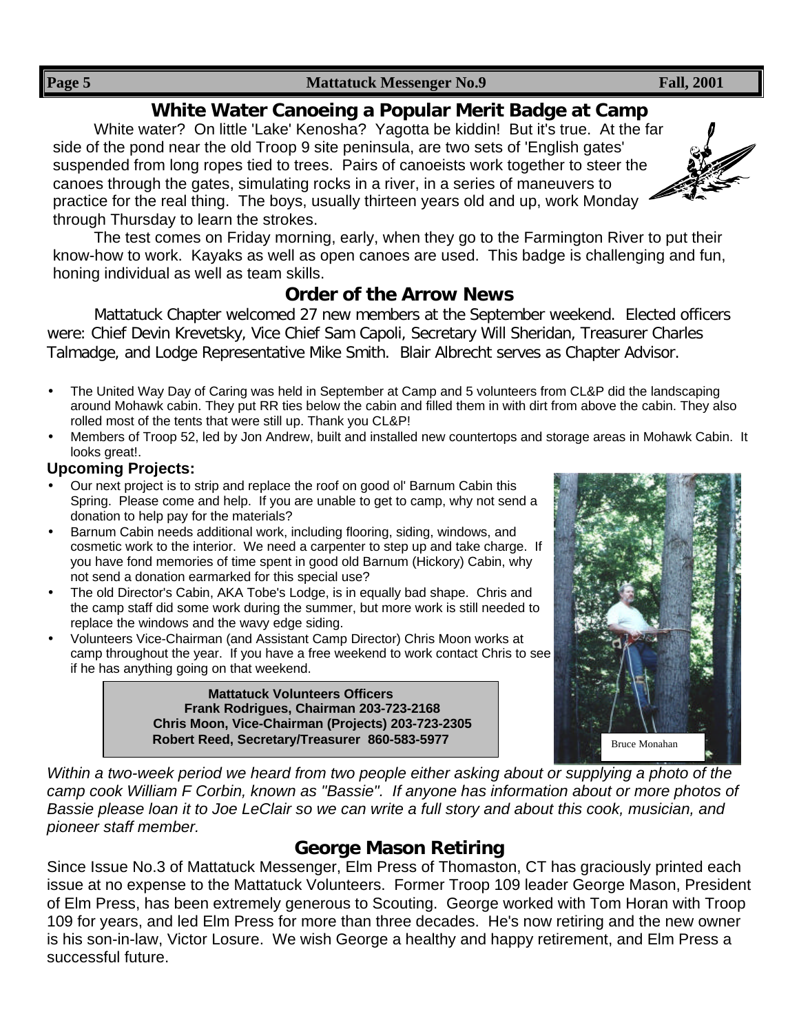## White Water Canoeing a Popular Merit Badge at Camp

White water? On little 'Lake' Kenosha? Yagotta be kiddin! But it's true. At the far side of the pond near the old Troop 9 site peninsula, are two sets of 'English gates' suspended from long ropes tied to trees. Pairs of canoeists work together to steer the canoes through the gates, simulating rocks in a river, in a series of maneuvers to practice for the real thing. The boys, usually thirteen years old and up, work Monday through Thursday to learn the strokes.

The test comes on Friday morning, early, when they go to the Farmington River to put their know-how to work. Kayaks as well as open canoes are used. This badge is challenging and fun, honing individual as well as team skills.

## Order of the Arrow News

Mattatuck Chapter welcomed 27 new members at the September weekend. Elected officers were: Chief Devin Krevetsky, Vice Chief Sam Capoli, Secretary Will Sheridan, Treasurer Charles Talmadge, and Lodge Representative Mike Smith. Blair Albrecht serves as Chapter Advisor.

- The United Way Day of Caring was held in September at Camp and 5 volunteers from CL&P did the landscaping around Mohawk cabin. They put RR ties below the cabin and filled them in with dirt from above the cabin. They also rolled most of the tents that were still up. Thank you CL&P!
- Members of Troop 52, led by Jon Andrew, built and installed new countertops and storage areas in Mohawk Cabin. It looks great!.

### Upcoming Projects:

- Our next project is to strip and replace the roof on good ol' Barnum Cabin this Spring. Please come and help. If you are unable to get to camp, why not send a donation to help pay for the materials?
- Barnum Cabin needs additional work, including flooring, siding, windows, and cosmetic work to the interior. We need a carpenter to step up and take charge. If you have fond memories of time spent in good old Barnum (Hickory) Cabin, why not send a donation earmarked for this special use?
- The old Director's Cabin, AKA Tobe's Lodge, is in equally bad shape. Chris and the camp staff did some work during the summer, but more work is still needed to replace the windows and the wavy edge siding.
- Volunteers Vice-Chairman (and Assistant Camp Director) Chris Moon works at camp throughout the year. If you have a free weekend to work contact Chris to see if he has anything going on that weekend.

**Mattatuck Volunteers Officers**
**Frank Rodrigues, Chairman 203-723-2168**
**Chris Moon, Vice-Chairman (Projects) 203-723-2305**
**Robert Reed, Secretary/Treasurer 860-583-5977**

Bruce Monahan

*Within a two-week period we heard from two people either asking about or supplying a photo of the camp cook William F Corbin, known as "Bassie". If anyone has information about or more photos of Bassie please loan it to Joe LeClair so we can write a full story and about this cook, musician, and pioneer staff member.*

## George Mason Retiring

Since Issue No.3 of Mattatuck Messenger, Elm Press of Thomaston, CT has graciously printed each issue at no expense to the Mattatuck Volunteers. Former Troop 109 leader George Mason, President of Elm Press, has been extremely generous to Scouting. George worked with Tom Horan with Troop 109 for years, and led Elm Press for more than three decades. He's now retiring and the new owner is his son-in-law, Victor Losure. We wish George a healthy and happy retirement, and Elm Press a successful future.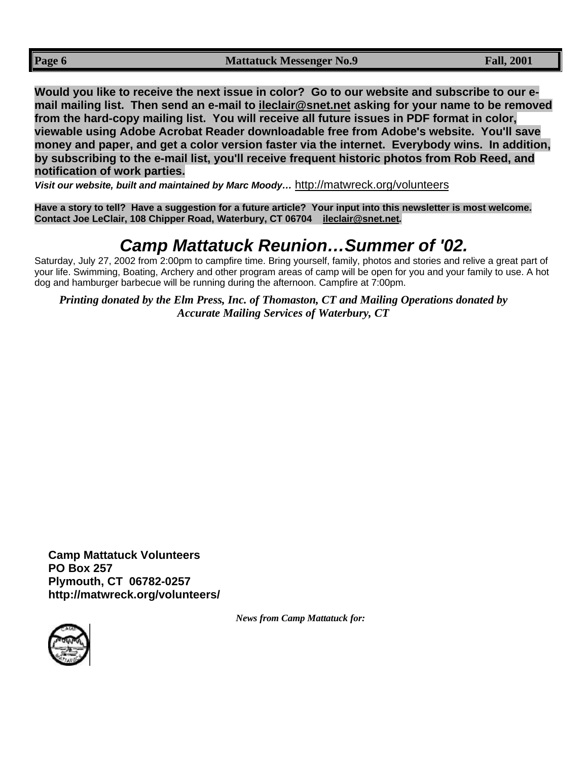**Would you like to receive the next issue in color? Go to our website and subscribe to our e-mail mailing list. Then send an e-mail to ileclair@snet.net asking for your name to be removed from the hard-copy mailing list. You will receive all future issues in PDF format in color, viewable using Adobe Acrobat Reader downloadable free from Adobe's website. You'll save money and paper, and get a color version faster via the internet. Everybody wins. In addition, by subscribing to the e-mail list, you'll receive frequent historic photos from Rob Reed, and notification of work parties.**

***Visit our website, built and maintained by Marc Moody…*** http://matwreck.org/volunteers

**Have a story to tell? Have a suggestion for a future article? Your input into this newsletter is most welcome. Contact Joe LeClair, 108 Chipper Road, Waterbury, CT 06704 ileclair@snet.net.**

# *Camp Mattatuck Reunion…Summer of '02.*

Saturday, July 27, 2002 from 2:00pm to campfire time. Bring yourself, family, photos and stories and relive a great part of your life. Swimming, Boating, Archery and other program areas of camp will be open for you and your family to use. A hot dog and hamburger barbecue will be running during the afternoon. Campfire at 7:00pm.

***Printing donated by the Elm Press, Inc. of Thomaston, CT and Mailing Operations donated by Accurate Mailing Services of Waterbury, CT***

**Camp Mattatuck Volunteers**
**PO Box 257**
**Plymouth, CT 06782-0257**
**http://matwreck.org/volunteers/**

***News from Camp Mattatuck for:***